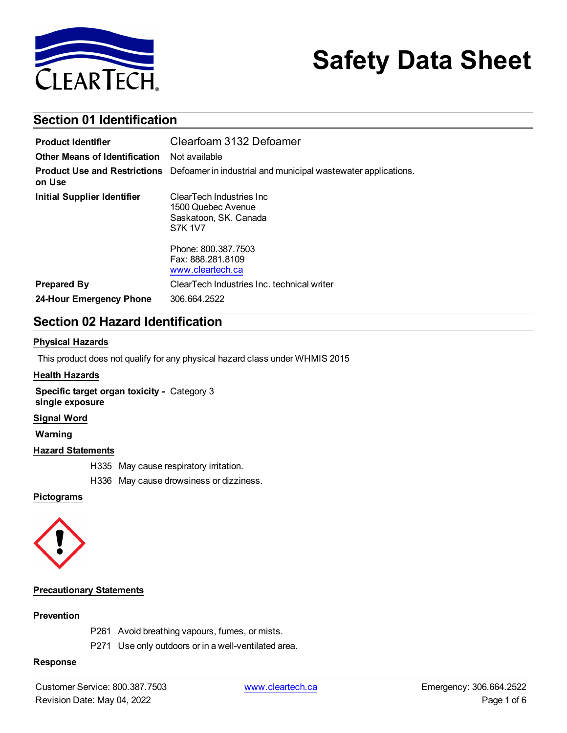# Safety Data Sheet

## Section 01 Identification

| | |
|---|---|
| **Product Identifier** | Clearfoam 3132 Defoamer |
| **Other Means of Identification** | Not available |
| **Product Use and Restrictions on Use** | Defoamer in industrial and municipal wastewater applications. |
| **Initial Supplier Identifier** | ClearTech Industries Inc<br>1500 Quebec Avenue<br>Saskatoon, SK. Canada<br>S7K 1V7<br><br>Phone: 800.387.7503<br>Fax: 888.281.8109<br>www.cleartech.ca |
| **Prepared By** | ClearTech Industries Inc. technical writer |
| **24-Hour Emergency Phone** | 306.664.2522 |

## Section 02 Hazard Identification

### Physical Hazards

This product does not qualify for any physical hazard class under WHMIS 2015

### Health Hazards

**Specific target organ toxicity - single exposure** Category 3

### Signal Word

**Warning**

### Hazard Statements

H335 May cause respiratory irritation.

H336 May cause drowsiness or dizziness.

### Pictograms

### Precautionary Statements

**Prevention**

P261 Avoid breathing vapours, fumes, or mists.

P271 Use only outdoors or in a well-ventilated area.

**Response**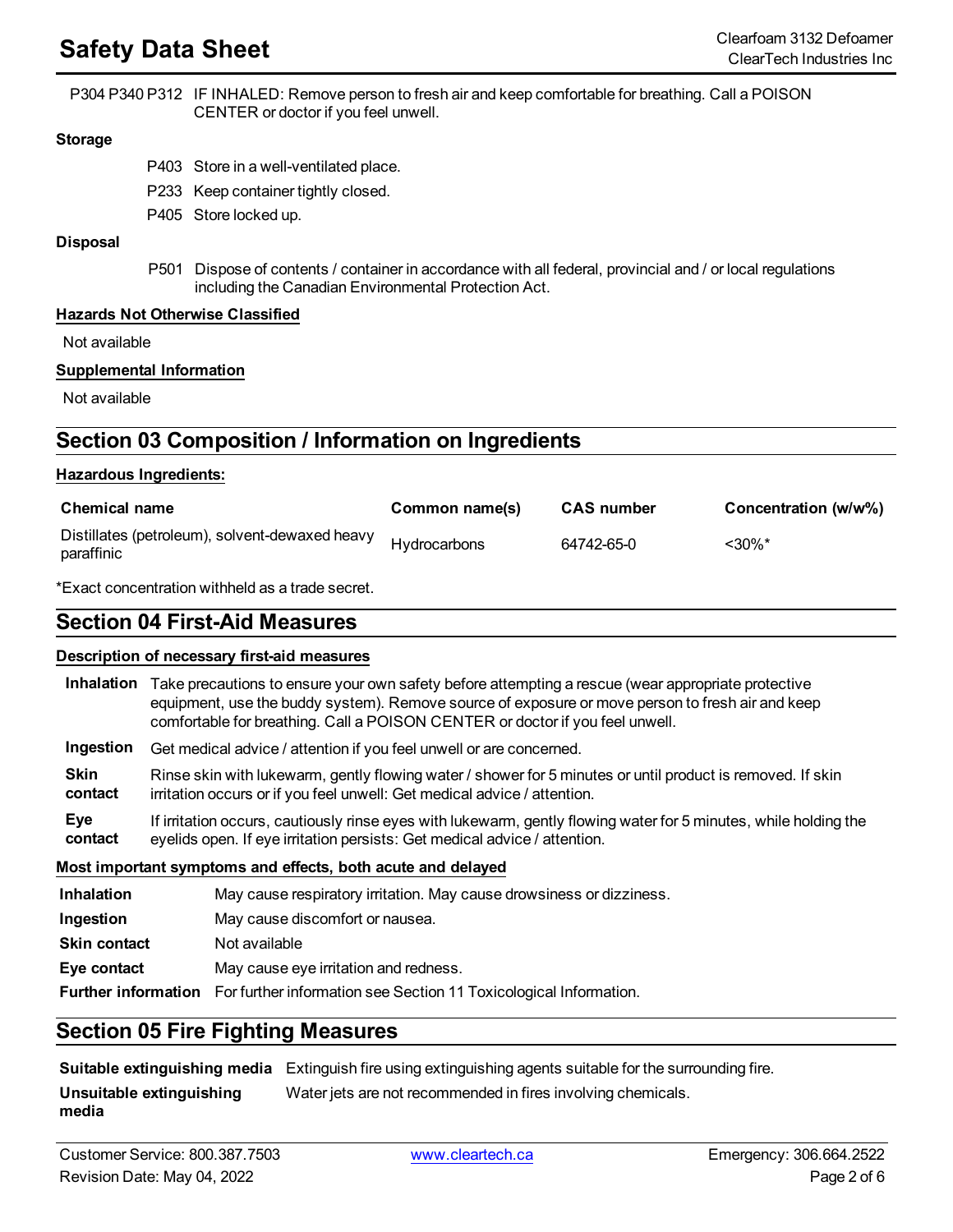| | |
|---|---|
| P304 P340 P312 | IF INHALED: Remove person to fresh air and keep comfortable for breathing. Call a POISON CENTER or doctor if you feel unwell. |

**Storage**

| | |
|---|---|
| P403 | Store in a well-ventilated place. |
| P233 | Keep container tightly closed. |
| P405 | Store locked up. |

**Disposal**

| | |
|---|---|
| P501 | Dispose of contents / container in accordance with all federal, provincial and / or local regulations including the Canadian Environmental Protection Act. |

**Hazards Not Otherwise Classified**

Not available

**Supplemental Information**

Not available

## Section 03 Composition / Information on Ingredients

**Hazardous Ingredients:**

| Chemical name | Common name(s) | CAS number | Concentration (w/w%) |
|---|---|---|---|
| Distillates (petroleum), solvent-dewaxed heavy paraffinic | Hydrocarbons | 64742-65-0 | <30%* |

*Exact concentration withheld as a trade secret.

## Section 04 First-Aid Measures

**Description of necessary first-aid measures**

| | |
|---|---|
| **Inhalation** | Take precautions to ensure your own safety before attempting a rescue (wear appropriate protective equipment, use the buddy system). Remove source of exposure or move person to fresh air and keep comfortable for breathing. Call a POISON CENTER or doctor if you feel unwell. |
| **Ingestion** | Get medical advice / attention if you feel unwell or are concerned. |
| **Skin contact** | Rinse skin with lukewarm, gently flowing water / shower for 5 minutes or until product is removed. If skin irritation occurs or if you feel unwell: Get medical advice / attention. |
| **Eye contact** | If irritation occurs, cautiously rinse eyes with lukewarm, gently flowing water for 5 minutes, while holding the eyelids open. If eye irritation persists: Get medical advice / attention. |

**Most important symptoms and effects, both acute and delayed**

| | |
|---|---|
| **Inhalation** | May cause respiratory irritation. May cause drowsiness or dizziness. |
| **Ingestion** | May cause discomfort or nausea. |
| **Skin contact** | Not available |
| **Eye contact** | May cause eye irritation and redness. |
| **Further information** | For further information see Section 11 Toxicological Information. |

## Section 05 Fire Fighting Measures

| | |
|---|---|
| **Suitable extinguishing media** | Extinguish fire using extinguishing agents suitable for the surrounding fire. |
| **Unsuitable extinguishing media** | Water jets are not recommended in fires involving chemicals. |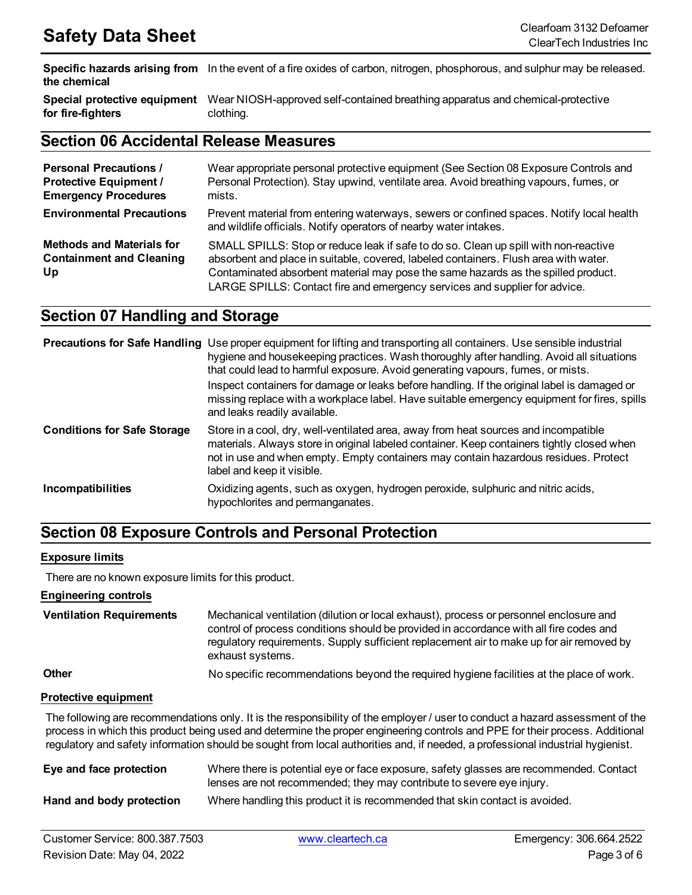| | |
|---|---|
| **Specific hazards arising from the chemical** | In the event of a fire oxides of carbon, nitrogen, phosphorous, and sulphur may be released. |
| **Special protective equipment for fire-fighters** | Wear NIOSH-approved self-contained breathing apparatus and chemical-protective clothing. |

## Section 06 Accidental Release Measures

| | |
|---|---|
| **Personal Precautions / Protective Equipment / Emergency Procedures** | Wear appropriate personal protective equipment (See Section 08 Exposure Controls and Personal Protection). Stay upwind, ventilate area. Avoid breathing vapours, fumes, or mists. |
| **Environmental Precautions** | Prevent material from entering waterways, sewers or confined spaces. Notify local health and wildlife officials. Notify operators of nearby water intakes. |
| **Methods and Materials for Containment and Cleaning Up** | SMALL SPILLS: Stop or reduce leak if safe to do so. Clean up spill with non-reactive absorbent and place in suitable, covered, labeled containers. Flush area with water. Contaminated absorbent material may pose the same hazards as the spilled product. LARGE SPILLS: Contact fire and emergency services and supplier for advice. |

## Section 07 Handling and Storage

| | |
|---|---|
| **Precautions for Safe Handling** | Use proper equipment for lifting and transporting all containers. Use sensible industrial hygiene and housekeeping practices. Wash thoroughly after handling. Avoid all situations that could lead to harmful exposure. Avoid generating vapours, fumes, or mists. Inspect containers for damage or leaks before handling. If the original label is damaged or missing replace with a workplace label. Have suitable emergency equipment for fires, spills and leaks readily available. |
| **Conditions for Safe Storage** | Store in a cool, dry, well-ventilated area, away from heat sources and incompatible materials. Always store in original labeled container. Keep containers tightly closed when not in use and when empty. Empty containers may contain hazardous residues. Protect label and keep it visible. |
| **Incompatibilities** | Oxidizing agents, such as oxygen, hydrogen peroxide, sulphuric and nitric acids, hypochlorites and permanganates. |

## Section 08 Exposure Controls and Personal Protection

### Exposure limits

There are no known exposure limits for this product.

### Engineering controls

| | |
|---|---|
| **Ventilation Requirements** | Mechanical ventilation (dilution or local exhaust), process or personnel enclosure and control of process conditions should be provided in accordance with all fire codes and regulatory requirements. Supply sufficient replacement air to make up for air removed by exhaust systems. |
| **Other** | No specific recommendations beyond the required hygiene facilities at the place of work. |

### Protective equipment

The following are recommendations only. It is the responsibility of the employer / user to conduct a hazard assessment of the process in which this product being used and determine the proper engineering controls and PPE for their process. Additional regulatory and safety information should be sought from local authorities and, if needed, a professional industrial hygienist.

| | |
|---|---|
| **Eye and face protection** | Where there is potential eye or face exposure, safety glasses are recommended. Contact lenses are not recommended; they may contribute to severe eye injury. |
| **Hand and body protection** | Where handling this product it is recommended that skin contact is avoided. |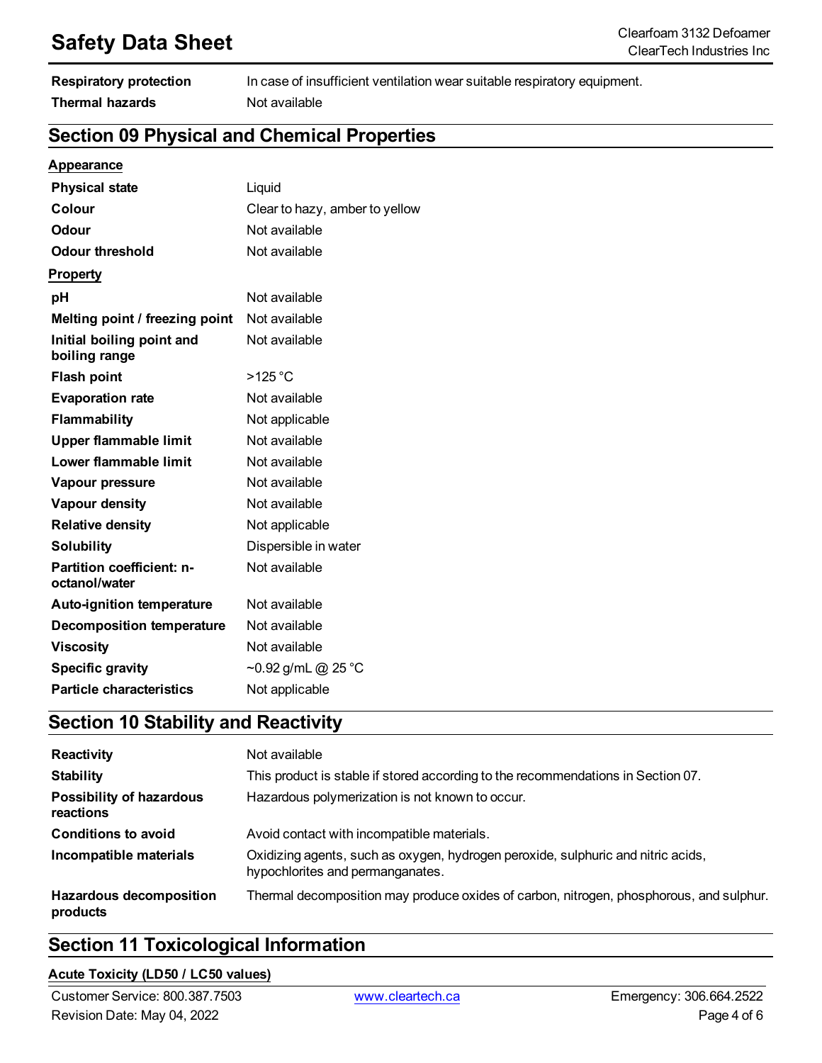| | |
|---|---|
| **Respiratory protection** | In case of insufficient ventilation wear suitable respiratory equipment. |
| **Thermal hazards** | Not available |

## Section 09 Physical and Chemical Properties

**Appearance**

| | |
|---|---|
| **Physical state** | Liquid |
| **Colour** | Clear to hazy, amber to yellow |
| **Odour** | Not available |
| **Odour threshold** | Not available |

**Property**

| | |
|---|---|
| **pH** | Not available |
| **Melting point / freezing point** | Not available |
| **Initial boiling point and boiling range** | Not available |
| **Flash point** | >125 °C |
| **Evaporation rate** | Not available |
| **Flammability** | Not applicable |
| **Upper flammable limit** | Not available |
| **Lower flammable limit** | Not available |
| **Vapour pressure** | Not available |
| **Vapour density** | Not available |
| **Relative density** | Not applicable |
| **Solubility** | Dispersible in water |
| **Partition coefficient: n-octanol/water** | Not available |
| **Auto-ignition temperature** | Not available |
| **Decomposition temperature** | Not available |
| **Viscosity** | Not available |
| **Specific gravity** | ~0.92 g/mL @ 25 °C |
| **Particle characteristics** | Not applicable |

## Section 10 Stability and Reactivity

| | |
|---|---|
| **Reactivity** | Not available |
| **Stability** | This product is stable if stored according to the recommendations in Section 07. |
| **Possibility of hazardous reactions** | Hazardous polymerization is not known to occur. |
| **Conditions to avoid** | Avoid contact with incompatible materials. |
| **Incompatible materials** | Oxidizing agents, such as oxygen, hydrogen peroxide, sulphuric and nitric acids, hypochlorites and permanganates. |
| **Hazardous decomposition products** | Thermal decomposition may produce oxides of carbon, nitrogen, phosphorous, and sulphur. |

## Section 11 Toxicological Information

**Acute Toxicity (LD50 / LC50 values)**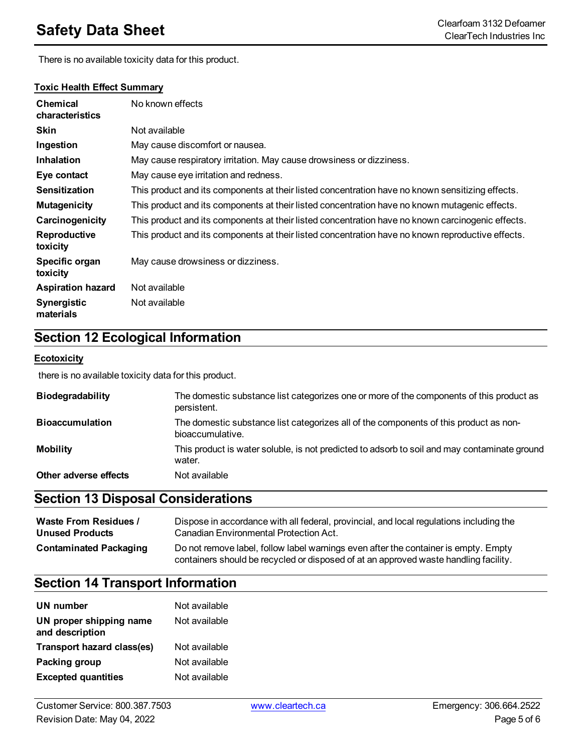There is no available toxicity data for this product.

**Toxic Health Effect Summary**

| | |
|---|---|
| **Chemical characteristics** | No known effects |
| **Skin** | Not available |
| **Ingestion** | May cause discomfort or nausea. |
| **Inhalation** | May cause respiratory irritation. May cause drowsiness or dizziness. |
| **Eye contact** | May cause eye irritation and redness. |
| **Sensitization** | This product and its components at their listed concentration have no known sensitizing effects. |
| **Mutagenicity** | This product and its components at their listed concentration have no known mutagenic effects. |
| **Carcinogenicity** | This product and its components at their listed concentration have no known carcinogenic effects. |
| **Reproductive toxicity** | This product and its components at their listed concentration have no known reproductive effects. |
| **Specific organ toxicity** | May cause drowsiness or dizziness. |
| **Aspiration hazard** | Not available |
| **Synergistic materials** | Not available |

## Section 12 Ecological Information

**Ecotoxicity**

there is no available toxicity data for this product.

| | |
|---|---|
| **Biodegradability** | The domestic substance list categorizes one or more of the components of this product as persistent. |
| **Bioaccumulation** | The domestic substance list categorizes all of the components of this product as non-bioaccumulative. |
| **Mobility** | This product is water soluble, is not predicted to adsorb to soil and may contaminate ground water. |
| **Other adverse effects** | Not available |

## Section 13 Disposal Considerations

| | |
|---|---|
| **Waste From Residues / Unused Products** | Dispose in accordance with all federal, provincial, and local regulations including the Canadian Environmental Protection Act. |
| **Contaminated Packaging** | Do not remove label, follow label warnings even after the container is empty. Empty containers should be recycled or disposed of at an approved waste handling facility. |

## Section 14 Transport Information

| | |
|---|---|
| **UN number** | Not available |
| **UN proper shipping name and description** | Not available |
| **Transport hazard class(es)** | Not available |
| **Packing group** | Not available |
| **Excepted quantities** | Not available |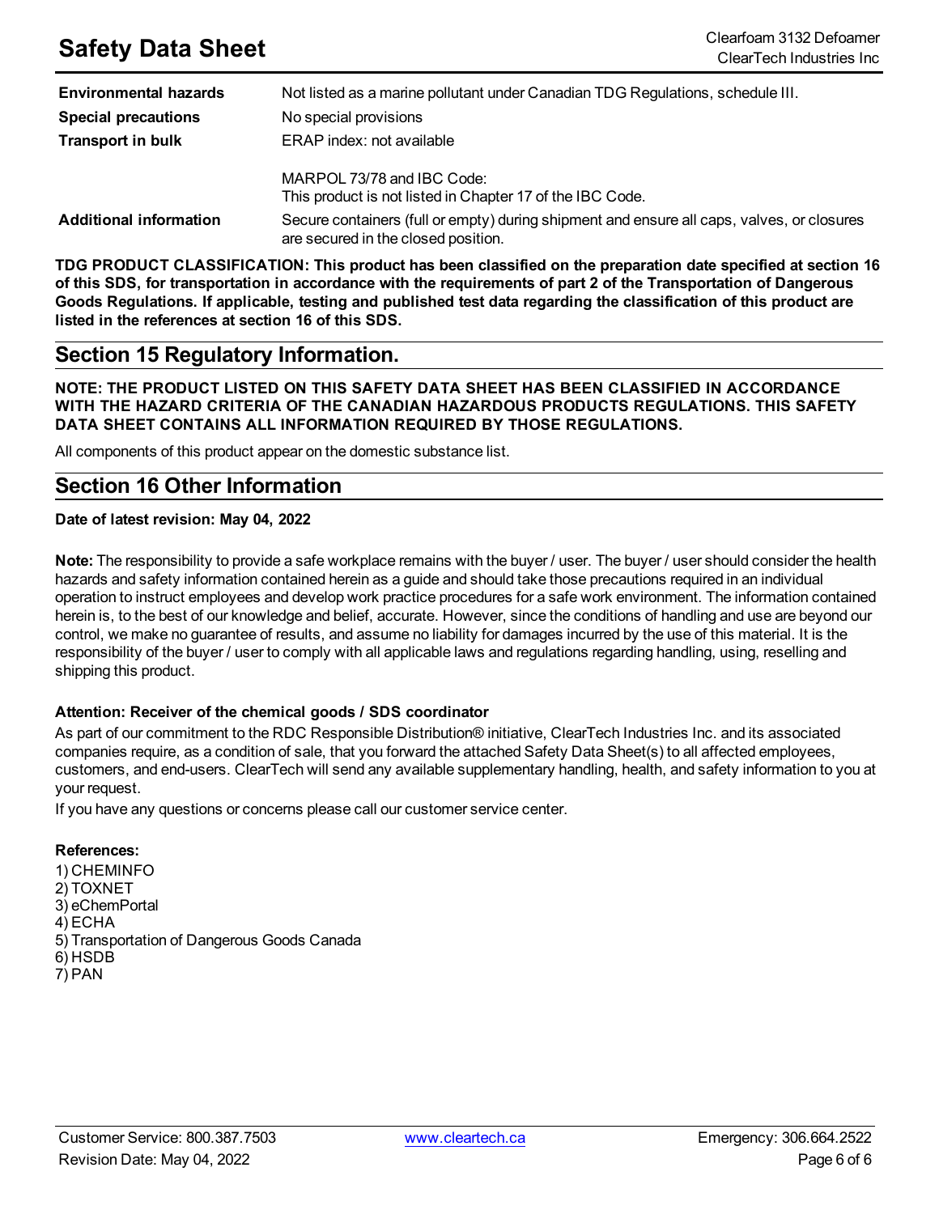| | |
|---|---|
| **Environmental hazards** | Not listed as a marine pollutant under Canadian TDG Regulations, schedule III. |
| **Special precautions** | No special provisions |
| **Transport in bulk** | ERAP index: not available<br><br>MARPOL 73/78 and IBC Code:<br>This product is not listed in Chapter 17 of the IBC Code. |
| **Additional information** | Secure containers (full or empty) during shipment and ensure all caps, valves, or closures are secured in the closed position. |

**TDG PRODUCT CLASSIFICATION: This product has been classified on the preparation date specified at section 16 of this SDS, for transportation in accordance with the requirements of part 2 of the Transportation of Dangerous Goods Regulations. If applicable, testing and published test data regarding the classification of this product are listed in the references at section 16 of this SDS.**

## Section 15 Regulatory Information.

**NOTE: THE PRODUCT LISTED ON THIS SAFETY DATA SHEET HAS BEEN CLASSIFIED IN ACCORDANCE WITH THE HAZARD CRITERIA OF THE CANADIAN HAZARDOUS PRODUCTS REGULATIONS. THIS SAFETY DATA SHEET CONTAINS ALL INFORMATION REQUIRED BY THOSE REGULATIONS.**

All components of this product appear on the domestic substance list.

## Section 16 Other Information

**Date of latest revision: May 04, 2022**

**Note:** The responsibility to provide a safe workplace remains with the buyer / user. The buyer / user should consider the health hazards and safety information contained herein as a guide and should take those precautions required in an individual operation to instruct employees and develop work practice procedures for a safe work environment. The information contained herein is, to the best of our knowledge and belief, accurate. However, since the conditions of handling and use are beyond our control, we make no guarantee of results, and assume no liability for damages incurred by the use of this material. It is the responsibility of the buyer / user to comply with all applicable laws and regulations regarding handling, using, reselling and shipping this product.

**Attention: Receiver of the chemical goods / SDS coordinator**

As part of our commitment to the RDC Responsible Distribution® initiative, ClearTech Industries Inc. and its associated companies require, as a condition of sale, that you forward the attached Safety Data Sheet(s) to all affected employees, customers, and end-users. ClearTech will send any available supplementary handling, health, and safety information to you at your request.

If you have any questions or concerns please call our customer service center.

**References:**

1) CHEMINFO
2) TOXNET
3) eChemPortal
4) ECHA
5) Transportation of Dangerous Goods Canada
6) HSDB
7) PAN